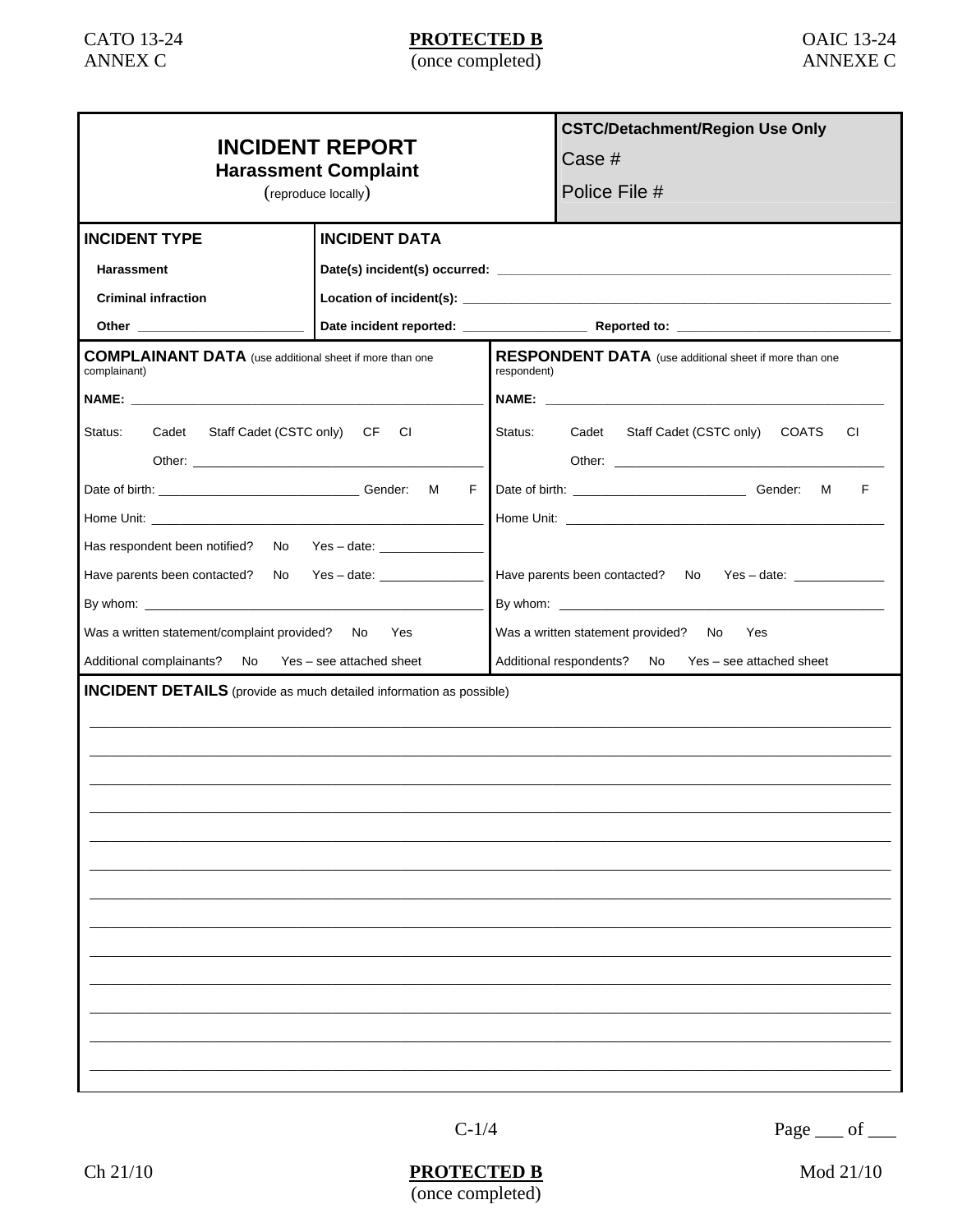# INCIDENT REPORT

## Harassment Complaint

(reproduce locally)

| CSTC/Detachment/Region Use Only |
|---|
| Case # |
| Police File # |

| INCIDENT TYPE | INCIDENT DATA |
|---|---|
| Harassment | Date(s) incident(s) occurred: ______________________ |
| Criminal infraction | Location of incident(s): ______________________ |
| Other ______________ | Date incident reported: ______________ Reported to: ______________ |

| COMPLAINANT DATA (use additional sheet if more than one complainant) | RESPONDENT DATA (use additional sheet if more than one respondent) |
|---|---|
| NAME: ______________________ | NAME: ______________________ |
| Status: Cadet Staff Cadet (CSTC only) CF CI | Status: Cadet Staff Cadet (CSTC only) COATS CI |
| Other: ______________________ | Other: ______________________ |
| Date of birth: ______________ Gender: M F | Date of birth: ______________ Gender: M F |
| Home Unit: ______________________ | Home Unit: ______________________ |
| Has respondent been notified? No Yes – date: __________ | |
| Have parents been contacted? No Yes – date: __________ | Have parents been contacted? No Yes – date: __________ |
| By whom: ______________________ | By whom: ______________________ |
| Was a written statement/complaint provided? No Yes | Was a written statement provided? No Yes |
| Additional complainants? No Yes – see attached sheet | Additional respondents? No Yes – see attached sheet |

**INCIDENT DETAILS** (provide as much detailed information as possible)

______________________________________________________________________

______________________________________________________________________

______________________________________________________________________

______________________________________________________________________

______________________________________________________________________

______________________________________________________________________

______________________________________________________________________

______________________________________________________________________

______________________________________________________________________

______________________________________________________________________

______________________________________________________________________

______________________________________________________________________

______________________________________________________________________

Page ___ of ___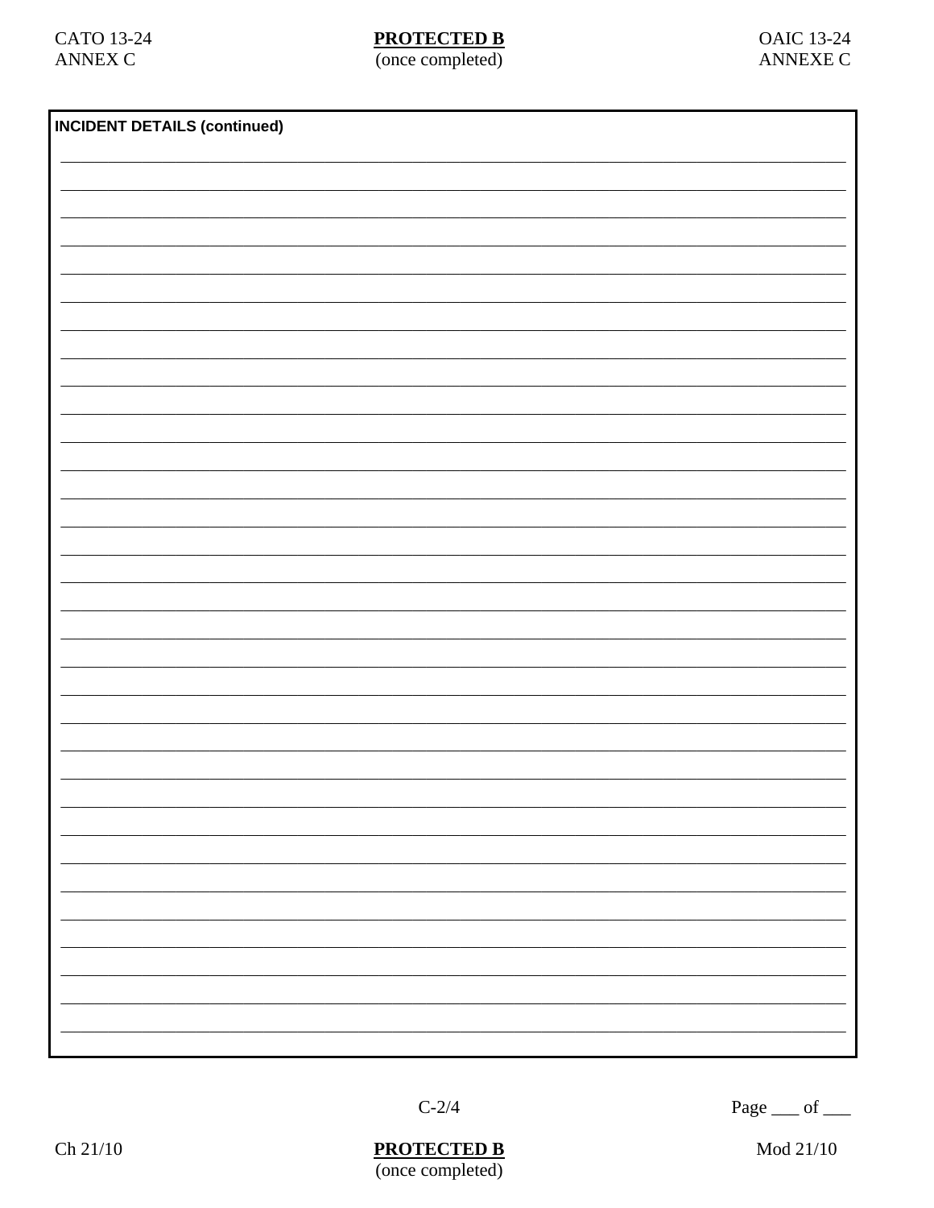**INCIDENT DETAILS (continued)**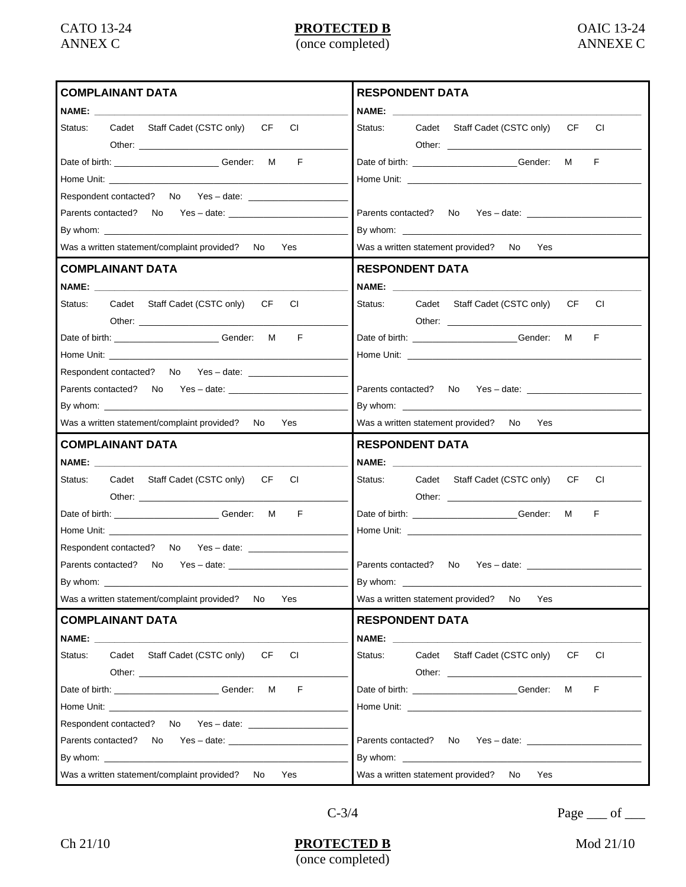| **COMPLAINANT DATA** | **RESPONDENT DATA** |
|---|---|
| **NAME:** ______________________ | **NAME:** ______________________ |
| Status: Cadet Staff Cadet (CSTC only) CF CI | Status: Cadet Staff Cadet (CSTC only) CF CI |
| Other: ______________________ | Other: ______________________ |
| Date of birth: ____________ Gender: M F | Date of birth: ____________ Gender: M F |
| Home Unit: ______________________ | Home Unit: ______________________ |
| Respondent contacted? No Yes – date: ____________ | |
| Parents contacted? No Yes – date: ____________ | Parents contacted? No Yes – date: ____________ |
| By whom: ______________________ | By whom: ______________________ |
| Was a written statement/complaint provided? No Yes | Was a written statement provided? No Yes |

| **COMPLAINANT DATA** | **RESPONDENT DATA** |
|---|---|
| **NAME:** ______________________ | **NAME:** ______________________ |
| Status: Cadet Staff Cadet (CSTC only) CF CI | Status: Cadet Staff Cadet (CSTC only) CF CI |
| Other: ______________________ | Other: ______________________ |
| Date of birth: ____________ Gender: M F | Date of birth: ____________ Gender: M F |
| Home Unit: ______________________ | Home Unit: ______________________ |
| Respondent contacted? No Yes – date: ____________ | |
| Parents contacted? No Yes – date: ____________ | Parents contacted? No Yes – date: ____________ |
| By whom: ______________________ | By whom: ______________________ |
| Was a written statement/complaint provided? No Yes | Was a written statement provided? No Yes |

| **COMPLAINANT DATA** | **RESPONDENT DATA** |
|---|---|
| **NAME:** ______________________ | **NAME:** ______________________ |
| Status: Cadet Staff Cadet (CSTC only) CF CI | Status: Cadet Staff Cadet (CSTC only) CF CI |
| Other: ______________________ | Other: ______________________ |
| Date of birth: ____________ Gender: M F | Date of birth: ____________ Gender: M F |
| Home Unit: ______________________ | Home Unit: ______________________ |
| Respondent contacted? No Yes – date: ____________ | |
| Parents contacted? No Yes – date: ____________ | Parents contacted? No Yes – date: ____________ |
| By whom: ______________________ | By whom: ______________________ |
| Was a written statement/complaint provided? No Yes | Was a written statement provided? No Yes |

| **COMPLAINANT DATA** | **RESPONDENT DATA** |
|---|---|
| **NAME:** ______________________ | **NAME:** ______________________ |
| Status: Cadet Staff Cadet (CSTC only) CF CI | Status: Cadet Staff Cadet (CSTC only) CF CI |
| Other: ______________________ | Other: ______________________ |
| Date of birth: ____________ Gender: M F | Date of birth: ____________ Gender: M F |
| Home Unit: ______________________ | Home Unit: ______________________ |
| Respondent contacted? No Yes – date: ____________ | |
| Parents contacted? No Yes – date: ____________ | Parents contacted? No Yes – date: ____________ |
| By whom: ______________________ | By whom: ______________________ |
| Was a written statement/complaint provided? No Yes | Was a written statement provided? No Yes |

Page ___ of ___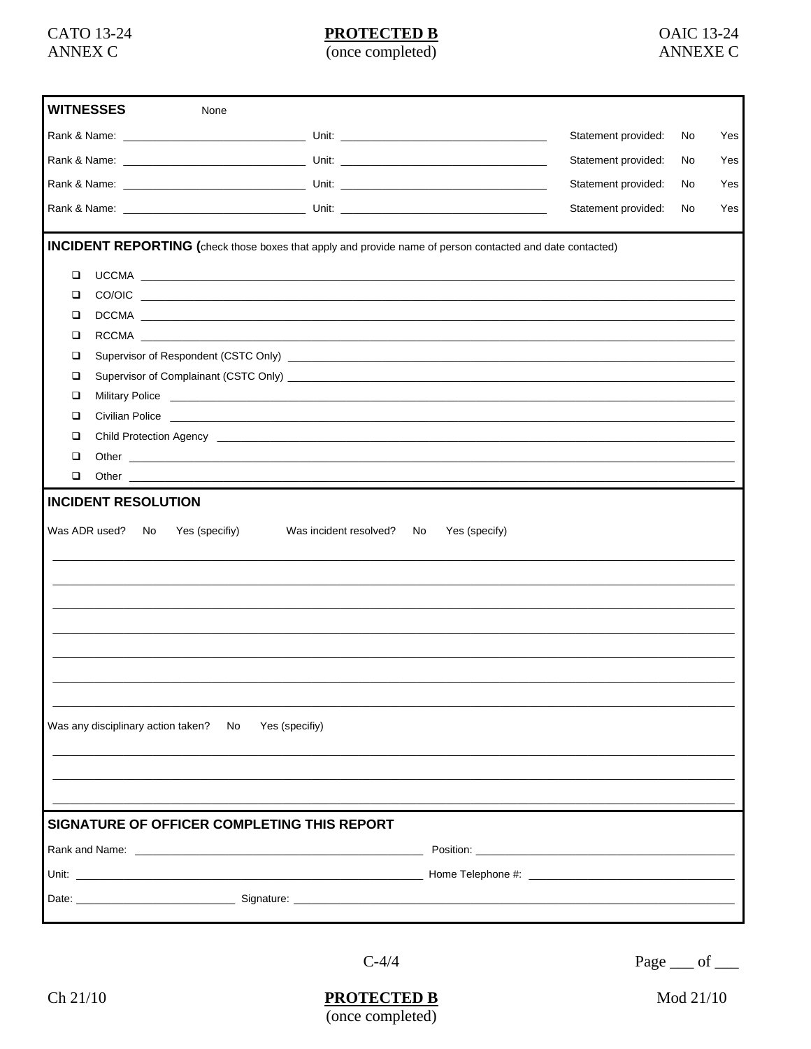## WITNESSES

None

Rank & Name: ______________________ Unit: ______________________ Statement provided: No Yes

Rank & Name: ______________________ Unit: ______________________ Statement provided: No Yes

Rank & Name: ______________________ Unit: ______________________ Statement provided: No Yes

Rank & Name: ______________________ Unit: ______________________ Statement provided: No Yes

## INCIDENT REPORTING (check those boxes that apply and provide name of person contacted and date contacted)

- ❑ UCCMA ______________________
- ❑ CO/OIC ______________________
- ❑ DCCMA ______________________
- ❑ RCCMA ______________________
- ❑ Supervisor of Respondent (CSTC Only) ______________________
- ❑ Supervisor of Complainant (CSTC Only) ______________________
- ❑ Military Police ______________________
- ❑ Civilian Police ______________________
- ❑ Child Protection Agency ______________________
- ❑ Other ______________________
- ❑ Other ______________________

## INCIDENT RESOLUTION

Was ADR used? No Yes (specifiy) Was incident resolved? No Yes (specify)

______________________

______________________

______________________

______________________

______________________

______________________

______________________

Was any disciplinary action taken? No Yes (specifiy)

______________________

______________________

______________________

## SIGNATURE OF OFFICER COMPLETING THIS REPORT

Rank and Name: ______________________ Position: ______________________

Unit: ______________________ Home Telephone #: ______________________

Date: ______________________ Signature: ______________________